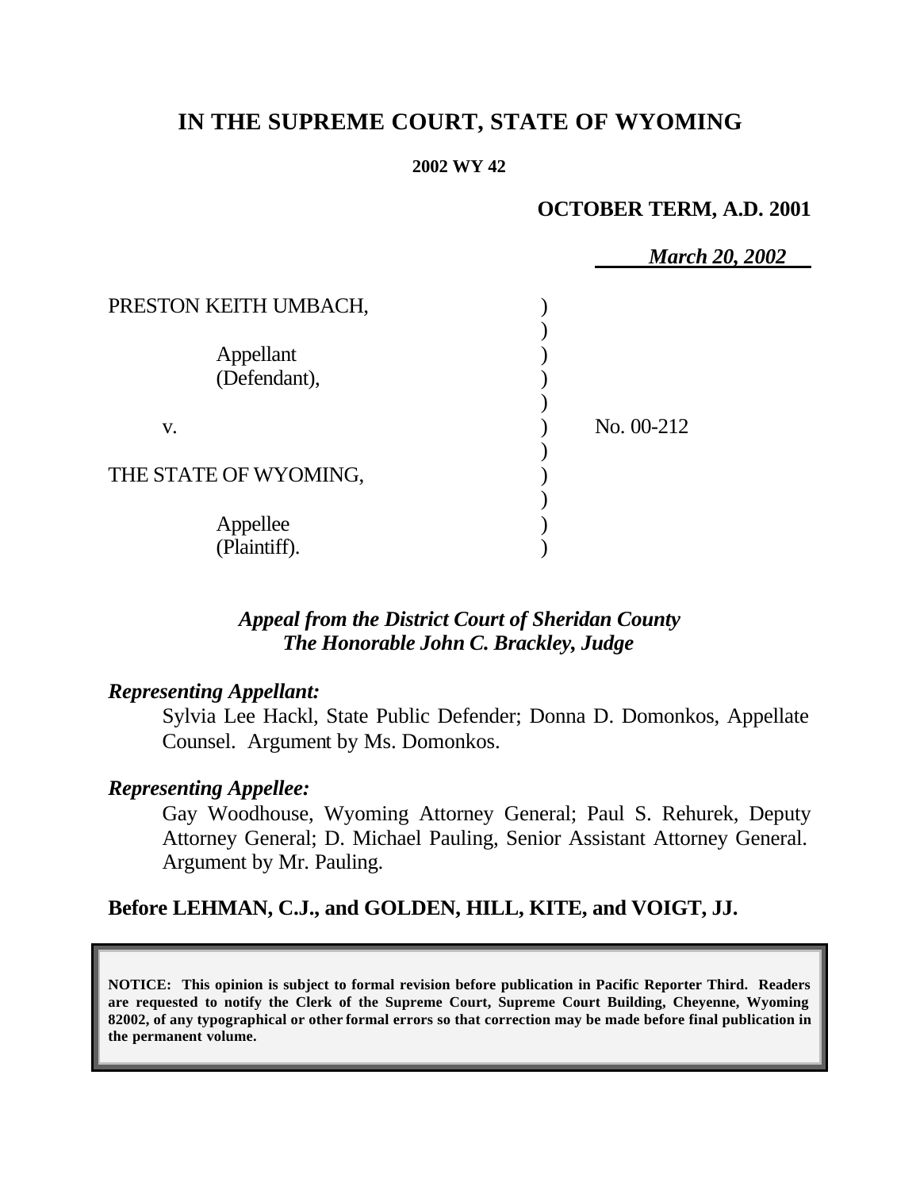# IN THE SUPREME COURT, STATE OF WYOMING

**2002 WY 42**

**OCTOBER TERM, A.D. 2001**

*March 20, 2002*

| | | |
|---|---|---|
| PRESTON KEITH UMBACH, | ) | |
| | ) | |
| Appellant | ) | |
| (Defendant), | ) | |
| | ) | |
| v. | ) | No. 00-212 |
| | ) | |
| THE STATE OF WYOMING, | ) | |
| | ) | |
| Appellee | ) | |
| (Plaintiff). | ) | |

***Appeal from the District Court of Sheridan County***
***The Honorable John C. Brackley, Judge***

***Representing Appellant:***

Sylvia Lee Hackl, State Public Defender; Donna D. Domonkos, Appellate Counsel. Argument by Ms. Domonkos.

***Representing Appellee:***

Gay Woodhouse, Wyoming Attorney General; Paul S. Rehurek, Deputy Attorney General; D. Michael Pauling, Senior Assistant Attorney General. Argument by Mr. Pauling.

**Before LEHMAN, C.J., and GOLDEN, HILL, KITE, and VOIGT, JJ.**

**NOTICE: This opinion is subject to formal revision before publication in Pacific Reporter Third. Readers are requested to notify the Clerk of the Supreme Court, Supreme Court Building, Cheyenne, Wyoming 82002, of any typographical or other formal errors so that correction may be made before final publication in the permanent volume.**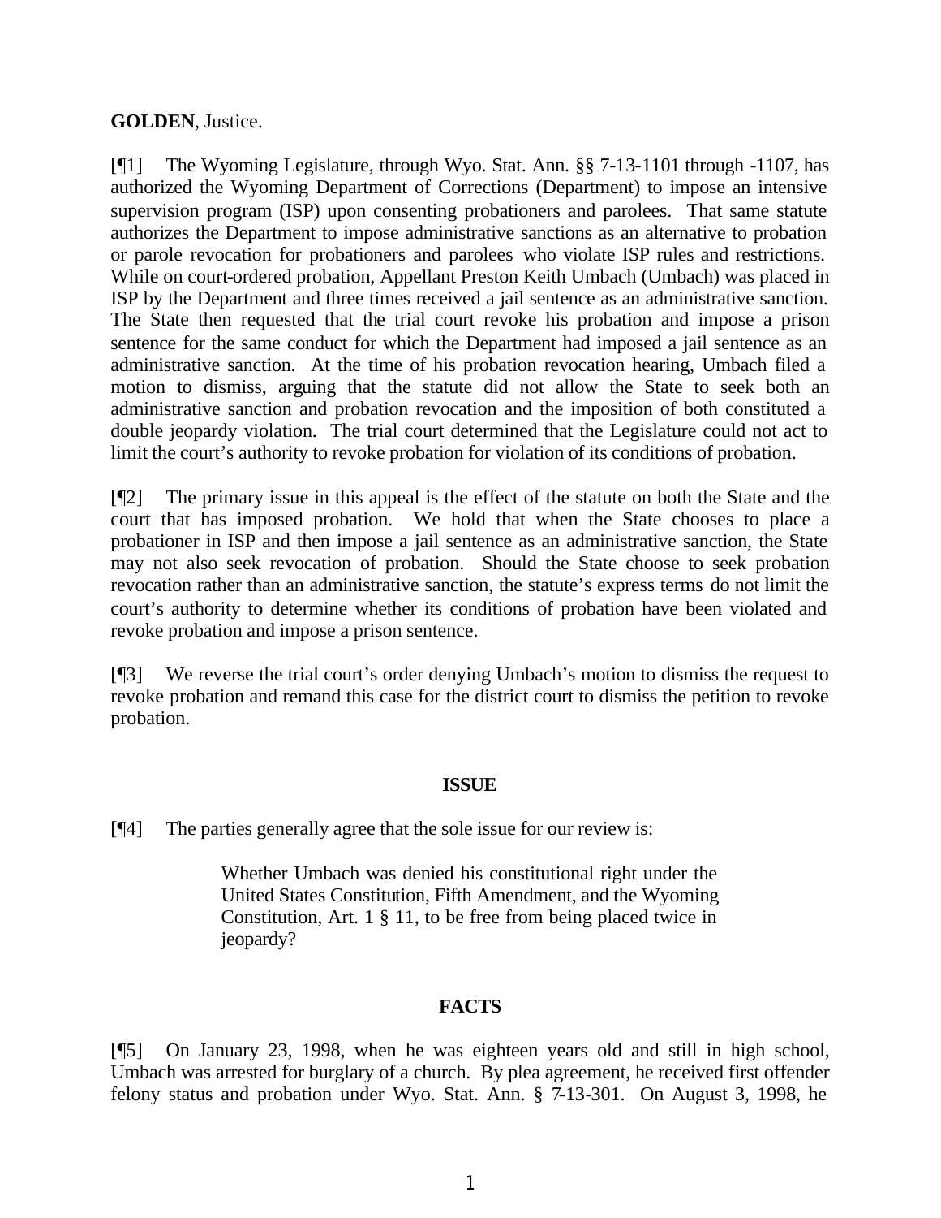**GOLDEN**, Justice.

[¶1] The Wyoming Legislature, through Wyo. Stat. Ann. §§ 7-13-1101 through -1107, has authorized the Wyoming Department of Corrections (Department) to impose an intensive supervision program (ISP) upon consenting probationers and parolees. That same statute authorizes the Department to impose administrative sanctions as an alternative to probation or parole revocation for probationers and parolees who violate ISP rules and restrictions. While on court-ordered probation, Appellant Preston Keith Umbach (Umbach) was placed in ISP by the Department and three times received a jail sentence as an administrative sanction. The State then requested that the trial court revoke his probation and impose a prison sentence for the same conduct for which the Department had imposed a jail sentence as an administrative sanction. At the time of his probation revocation hearing, Umbach filed a motion to dismiss, arguing that the statute did not allow the State to seek both an administrative sanction and probation revocation and the imposition of both constituted a double jeopardy violation. The trial court determined that the Legislature could not act to limit the court's authority to revoke probation for violation of its conditions of probation.

[¶2] The primary issue in this appeal is the effect of the statute on both the State and the court that has imposed probation. We hold that when the State chooses to place a probationer in ISP and then impose a jail sentence as an administrative sanction, the State may not also seek revocation of probation. Should the State choose to seek probation revocation rather than an administrative sanction, the statute's express terms do not limit the court's authority to determine whether its conditions of probation have been violated and revoke probation and impose a prison sentence.

[¶3] We reverse the trial court's order denying Umbach's motion to dismiss the request to revoke probation and remand this case for the district court to dismiss the petition to revoke probation.

## ISSUE

[¶4] The parties generally agree that the sole issue for our review is:

> Whether Umbach was denied his constitutional right under the United States Constitution, Fifth Amendment, and the Wyoming Constitution, Art. 1 § 11, to be free from being placed twice in jeopardy?

## FACTS

[¶5] On January 23, 1998, when he was eighteen years old and still in high school, Umbach was arrested for burglary of a church. By plea agreement, he received first offender felony status and probation under Wyo. Stat. Ann. § 7-13-301. On August 3, 1998, he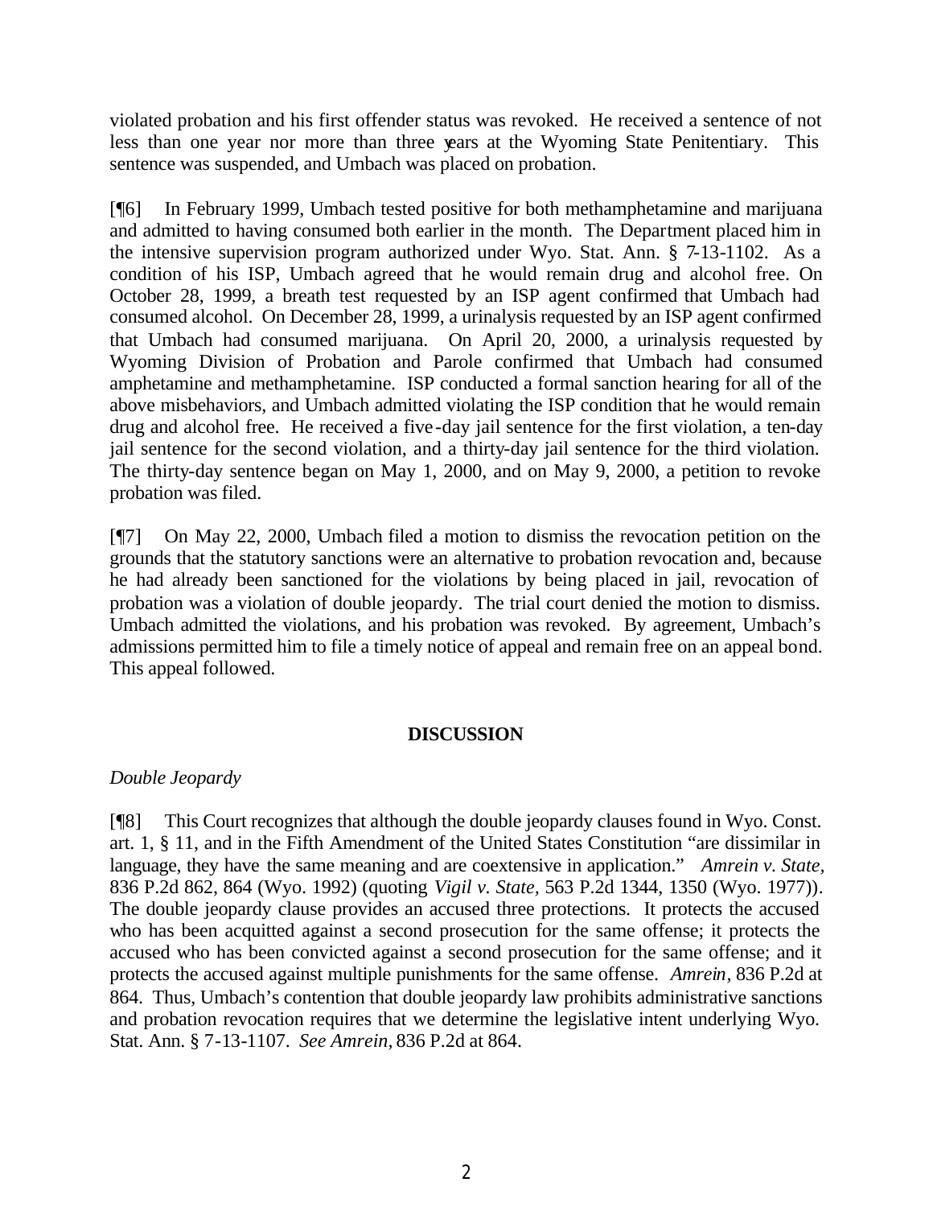violated probation and his first offender status was revoked. He received a sentence of not less than one year nor more than three years at the Wyoming State Penitentiary. This sentence was suspended, and Umbach was placed on probation.

[¶6] In February 1999, Umbach tested positive for both methamphetamine and marijuana and admitted to having consumed both earlier in the month. The Department placed him in the intensive supervision program authorized under Wyo. Stat. Ann. § 7-13-1102. As a condition of his ISP, Umbach agreed that he would remain drug and alcohol free. On October 28, 1999, a breath test requested by an ISP agent confirmed that Umbach had consumed alcohol. On December 28, 1999, a urinalysis requested by an ISP agent confirmed that Umbach had consumed marijuana. On April 20, 2000, a urinalysis requested by Wyoming Division of Probation and Parole confirmed that Umbach had consumed amphetamine and methamphetamine. ISP conducted a formal sanction hearing for all of the above misbehaviors, and Umbach admitted violating the ISP condition that he would remain drug and alcohol free. He received a five-day jail sentence for the first violation, a ten-day jail sentence for the second violation, and a thirty-day jail sentence for the third violation. The thirty-day sentence began on May 1, 2000, and on May 9, 2000, a petition to revoke probation was filed.

[¶7] On May 22, 2000, Umbach filed a motion to dismiss the revocation petition on the grounds that the statutory sanctions were an alternative to probation revocation and, because he had already been sanctioned for the violations by being placed in jail, revocation of probation was a violation of double jeopardy. The trial court denied the motion to dismiss. Umbach admitted the violations, and his probation was revoked. By agreement, Umbach's admissions permitted him to file a timely notice of appeal and remain free on an appeal bond. This appeal followed.

## DISCUSSION

*Double Jeopardy*

[¶8] This Court recognizes that although the double jeopardy clauses found in Wyo. Const. art. 1, § 11, and in the Fifth Amendment of the United States Constitution "are dissimilar in language, they have the same meaning and are coextensive in application." *Amrein v. State,* 836 P.2d 862, 864 (Wyo. 1992) (quoting *Vigil v. State,* 563 P.2d 1344, 1350 (Wyo. 1977)). The double jeopardy clause provides an accused three protections. It protects the accused who has been acquitted against a second prosecution for the same offense; it protects the accused who has been convicted against a second prosecution for the same offense; and it protects the accused against multiple punishments for the same offense. *Amrein,* 836 P.2d at 864. Thus, Umbach's contention that double jeopardy law prohibits administrative sanctions and probation revocation requires that we determine the legislative intent underlying Wyo. Stat. Ann. § 7-13-1107. *See Amrein,* 836 P.2d at 864.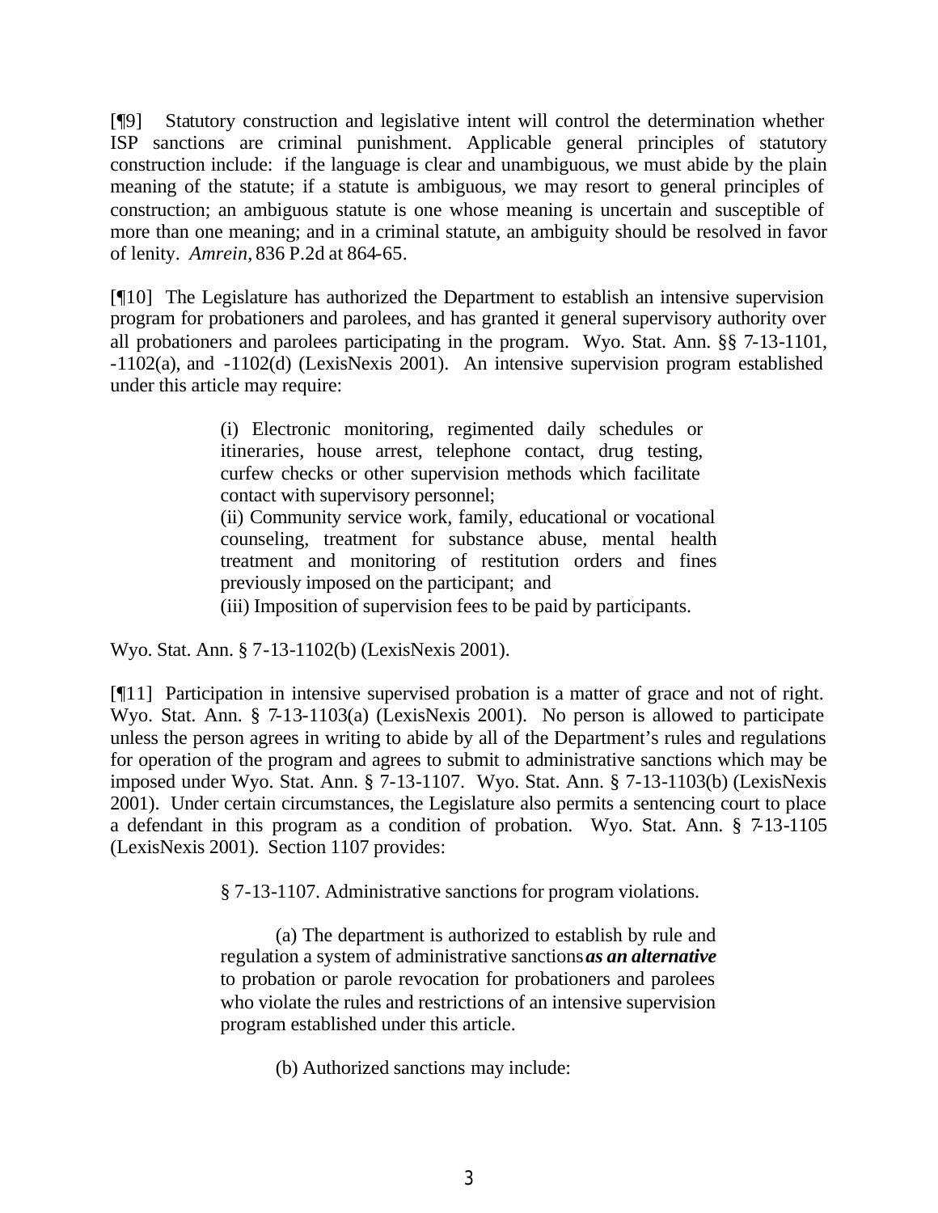[¶9] Statutory construction and legislative intent will control the determination whether ISP sanctions are criminal punishment. Applicable general principles of statutory construction include: if the language is clear and unambiguous, we must abide by the plain meaning of the statute; if a statute is ambiguous, we may resort to general principles of construction; an ambiguous statute is one whose meaning is uncertain and susceptible of more than one meaning; and in a criminal statute, an ambiguity should be resolved in favor of lenity. *Amrein,* 836 P.2d at 864-65.

[¶10] The Legislature has authorized the Department to establish an intensive supervision program for probationers and parolees, and has granted it general supervisory authority over all probationers and parolees participating in the program. Wyo. Stat. Ann. §§ 7-13-1101, -1102(a), and -1102(d) (LexisNexis 2001). An intensive supervision program established under this article may require:

> (i) Electronic monitoring, regimented daily schedules or itineraries, house arrest, telephone contact, drug testing, curfew checks or other supervision methods which facilitate contact with supervisory personnel;
> (ii) Community service work, family, educational or vocational counseling, treatment for substance abuse, mental health treatment and monitoring of restitution orders and fines previously imposed on the participant; and
> (iii) Imposition of supervision fees to be paid by participants.

Wyo. Stat. Ann. § 7-13-1102(b) (LexisNexis 2001).

[¶11] Participation in intensive supervised probation is a matter of grace and not of right. Wyo. Stat. Ann. § 7-13-1103(a) (LexisNexis 2001). No person is allowed to participate unless the person agrees in writing to abide by all of the Department's rules and regulations for operation of the program and agrees to submit to administrative sanctions which may be imposed under Wyo. Stat. Ann. § 7-13-1107. Wyo. Stat. Ann. § 7-13-1103(b) (LexisNexis 2001). Under certain circumstances, the Legislature also permits a sentencing court to place a defendant in this program as a condition of probation. Wyo. Stat. Ann. § 7-13-1105 (LexisNexis 2001). Section 1107 provides:

> § 7-13-1107. Administrative sanctions for program violations.
>
> (a) The department is authorized to establish by rule and regulation a system of administrative sanctions ***as an alternative*** to probation or parole revocation for probationers and parolees who violate the rules and restrictions of an intensive supervision program established under this article.
>
> (b) Authorized sanctions may include: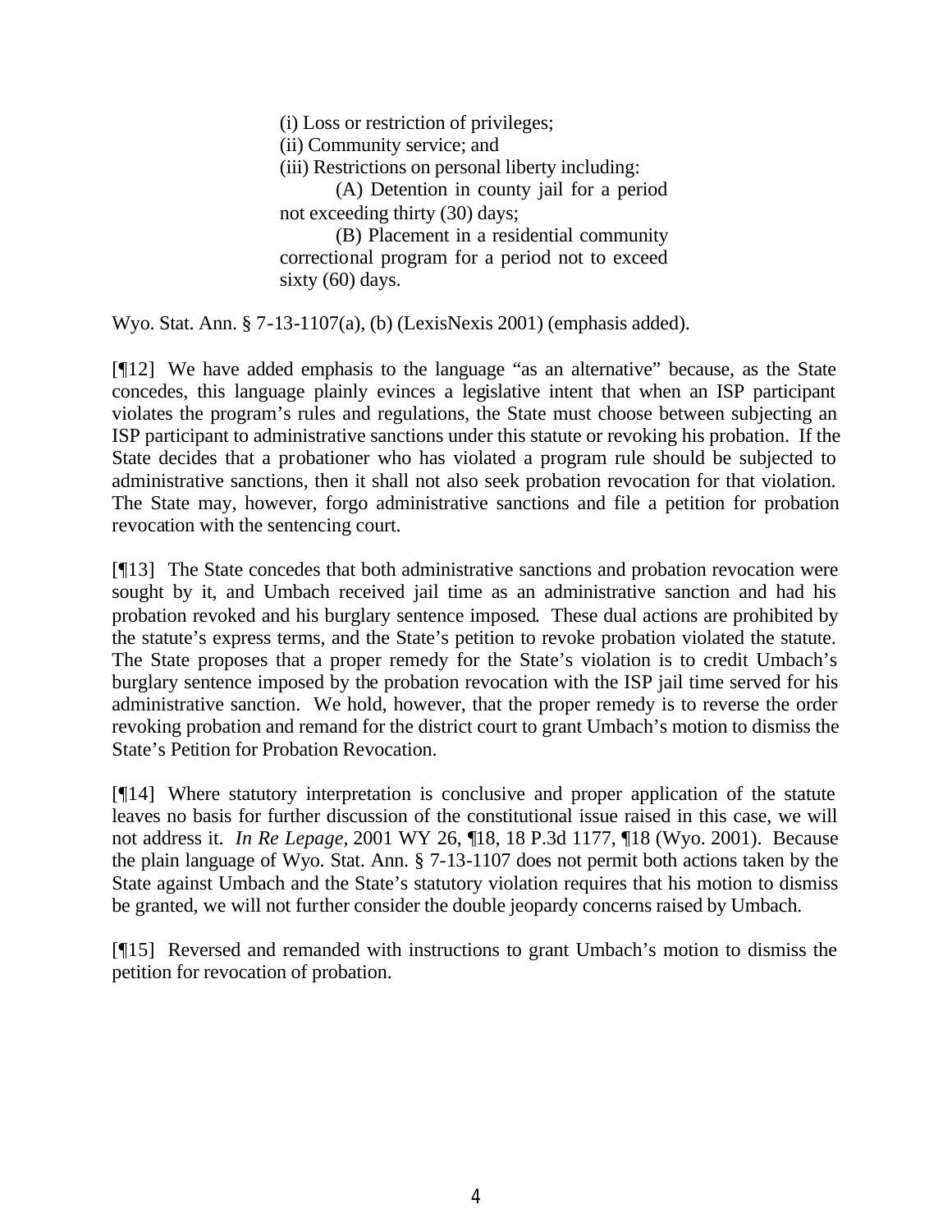> (i) Loss or restriction of privileges;
> (ii) Community service; and
> (iii) Restrictions on personal liberty including:
> (A) Detention in county jail for a period not exceeding thirty (30) days;
> (B) Placement in a residential community correctional program for a period not to exceed sixty (60) days.

Wyo. Stat. Ann. § 7-13-1107(a), (b) (LexisNexis 2001) (emphasis added).

[¶12] We have added emphasis to the language "as an alternative" because, as the State concedes, this language plainly evinces a legislative intent that when an ISP participant violates the program's rules and regulations, the State must choose between subjecting an ISP participant to administrative sanctions under this statute or revoking his probation. If the State decides that a probationer who has violated a program rule should be subjected to administrative sanctions, then it shall not also seek probation revocation for that violation. The State may, however, forgo administrative sanctions and file a petition for probation revocation with the sentencing court.

[¶13] The State concedes that both administrative sanctions and probation revocation were sought by it, and Umbach received jail time as an administrative sanction and had his probation revoked and his burglary sentence imposed. These dual actions are prohibited by the statute's express terms, and the State's petition to revoke probation violated the statute. The State proposes that a proper remedy for the State's violation is to credit Umbach's burglary sentence imposed by the probation revocation with the ISP jail time served for his administrative sanction. We hold, however, that the proper remedy is to reverse the order revoking probation and remand for the district court to grant Umbach's motion to dismiss the State's Petition for Probation Revocation.

[¶14] Where statutory interpretation is conclusive and proper application of the statute leaves no basis for further discussion of the constitutional issue raised in this case, we will not address it. *In Re Lepage*, 2001 WY 26, ¶18, 18 P.3d 1177, ¶18 (Wyo. 2001). Because the plain language of Wyo. Stat. Ann. § 7-13-1107 does not permit both actions taken by the State against Umbach and the State's statutory violation requires that his motion to dismiss be granted, we will not further consider the double jeopardy concerns raised by Umbach.

[¶15] Reversed and remanded with instructions to grant Umbach's motion to dismiss the petition for revocation of probation.